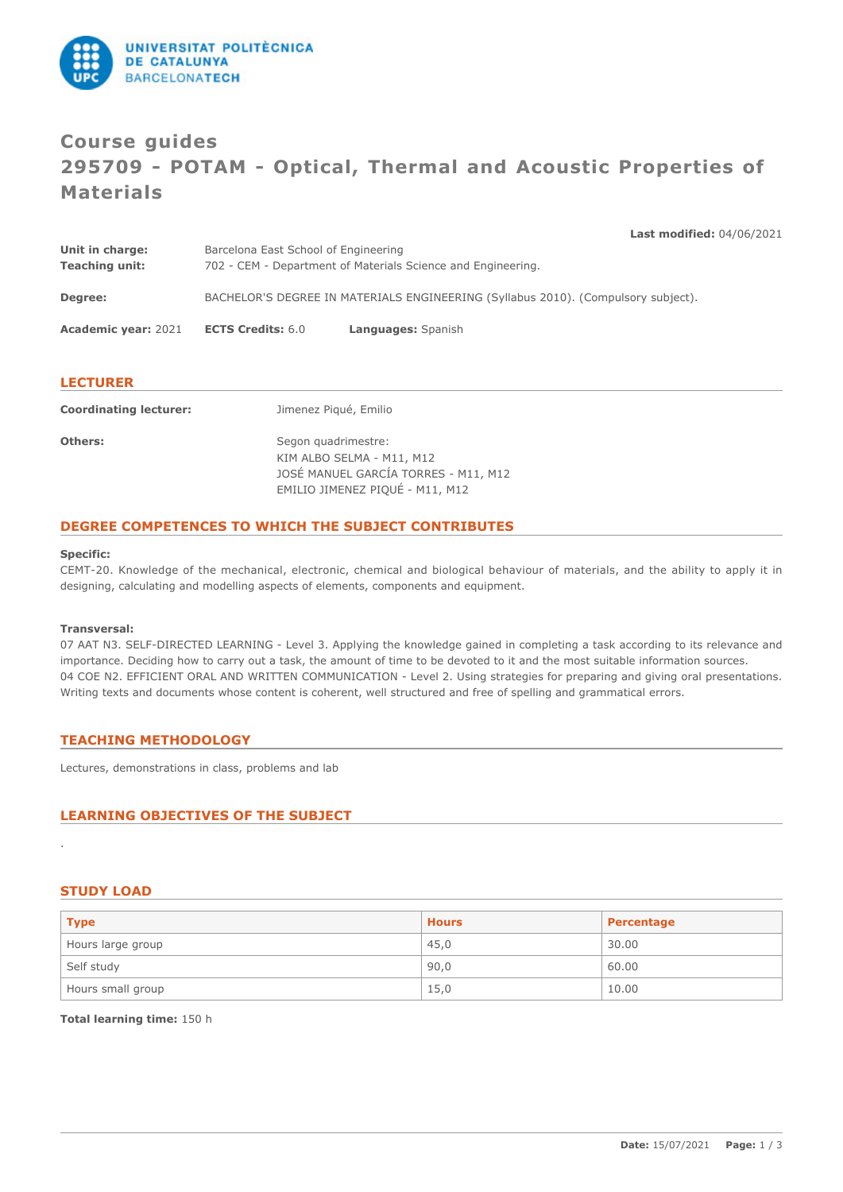# Course guides
# 295709 - POTAM - Optical, Thermal and Acoustic Properties of Materials

**Last modified:** 04/06/2021

**Unit in charge:** Barcelona East School of Engineering
**Teaching unit:** 702 - CEM - Department of Materials Science and Engineering.

**Degree:** BACHELOR'S DEGREE IN MATERIALS ENGINEERING (Syllabus 2010). (Compulsory subject).

**Academic year:** 2021 **ECTS Credits:** 6.0 **Languages:** Spanish

## LECTURER

**Coordinating lecturer:** Jimenez Piqué, Emilio

**Others:** Segon quadrimestre:
KIM ALBO SELMA - M11, M12
JOSÉ MANUEL GARCÍA TORRES - M11, M12
EMILIO JIMENEZ PIQUÉ - M11, M12

## DEGREE COMPETENCES TO WHICH THE SUBJECT CONTRIBUTES

**Specific:**
CEMT-20. Knowledge of the mechanical, electronic, chemical and biological behaviour of materials, and the ability to apply it in designing, calculating and modelling aspects of elements, components and equipment.

**Transversal:**
07 AAT N3. SELF-DIRECTED LEARNING - Level 3. Applying the knowledge gained in completing a task according to its relevance and importance. Deciding how to carry out a task, the amount of time to be devoted to it and the most suitable information sources.
04 COE N2. EFFICIENT ORAL AND WRITTEN COMMUNICATION - Level 2. Using strategies for preparing and giving oral presentations. Writing texts and documents whose content is coherent, well structured and free of spelling and grammatical errors.

## TEACHING METHODOLOGY

Lectures, demonstrations in class, problems and lab

## LEARNING OBJECTIVES OF THE SUBJECT

.

## STUDY LOAD

| Type | Hours | Percentage |
| --- | --- | --- |
| Hours large group | 45,0 | 30.00 |
| Self study | 90,0 | 60.00 |
| Hours small group | 15,0 | 10.00 |

**Total learning time:** 150 h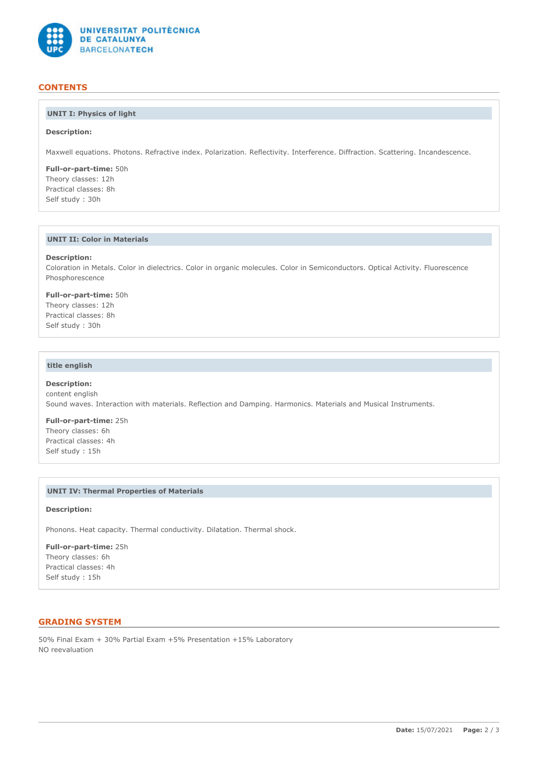## CONTENTS

### UNIT I: Physics of light

**Description:**

Maxwell equations. Photons. Refractive index. Polarization. Reflectivity. Interference. Diffraction. Scattering. Incandescence.

**Full-or-part-time:** 50h
Theory classes: 12h
Practical classes: 8h
Self study : 30h

### UNIT II: Color in Materials

**Description:**
Coloration in Metals. Color in dielectrics. Color in organic molecules. Color in Semiconductors. Optical Activity. Fluorescence Phosphorescence

**Full-or-part-time:** 50h
Theory classes: 12h
Practical classes: 8h
Self study : 30h

### title english

**Description:**
content english
Sound waves. Interaction with materials. Reflection and Damping. Harmonics. Materials and Musical Instruments.

**Full-or-part-time:** 25h
Theory classes: 6h
Practical classes: 4h
Self study : 15h

### UNIT IV: Thermal Properties of Materials

**Description:**

Phonons. Heat capacity. Thermal conductivity. Dilatation. Thermal shock.

**Full-or-part-time:** 25h
Theory classes: 6h
Practical classes: 4h
Self study : 15h

## GRADING SYSTEM

50% Final Exam + 30% Partial Exam +5% Presentation +15% Laboratory
NO reevaluation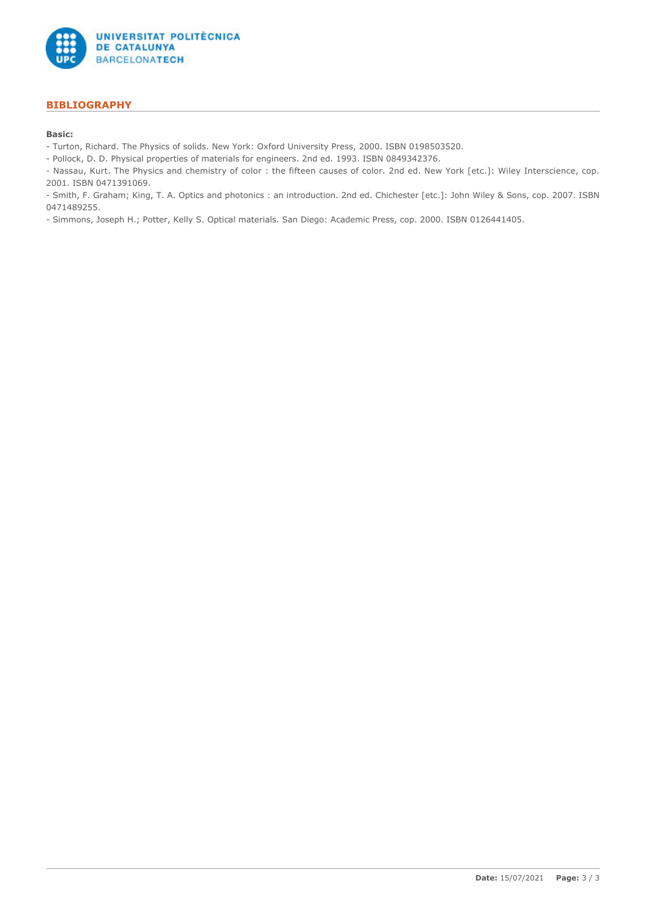## BIBLIOGRAPHY

**Basic:**

- Turton, Richard. The Physics of solids. New York: Oxford University Press, 2000. ISBN 0198503520.
- Pollock, D. D. Physical properties of materials for engineers. 2nd ed. 1993. ISBN 0849342376.
- Nassau, Kurt. The Physics and chemistry of color : the fifteen causes of color. 2nd ed. New York [etc.]: Wiley Interscience, cop. 2001. ISBN 0471391069.
- Smith, F. Graham; King, T. A. Optics and photonics : an introduction. 2nd ed. Chichester [etc.]: John Wiley & Sons, cop. 2007. ISBN 0471489255.
- Simmons, Joseph H.; Potter, Kelly S. Optical materials. San Diego: Academic Press, cop. 2000. ISBN 0126441405.